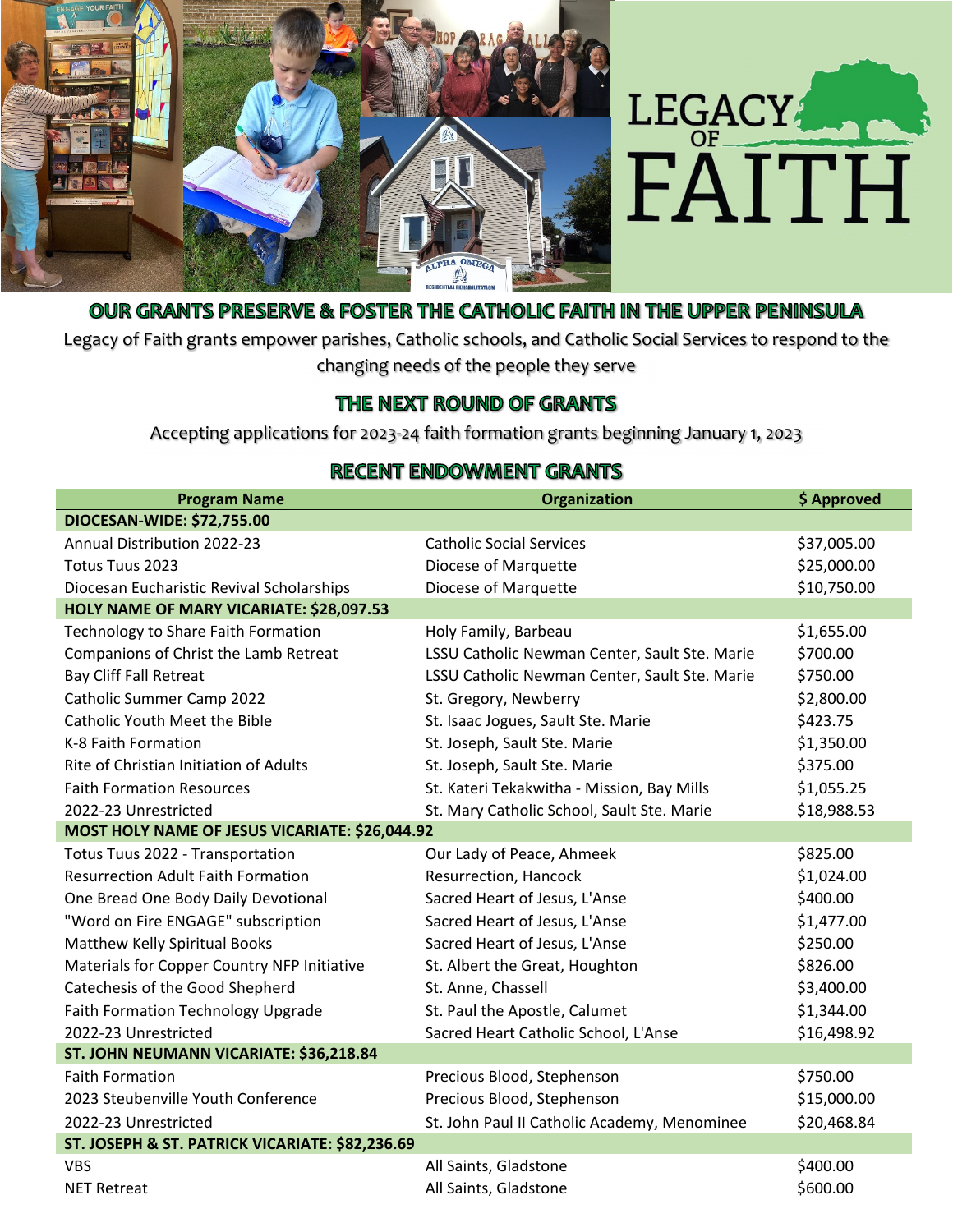# LEGACY OF FAITH

## OUR GRANTS PRESERVE & FOSTER THE CATHOLIC FAITH IN THE UPPER PENINSULA

Legacy of Faith grants empower parishes, Catholic schools, and Catholic Social Services to respond to the changing needs of the people they serve

## THE NEXT ROUND OF GRANTS

Accepting applications for 2023-24 faith formation grants beginning January 1, 2023

## RECENT ENDOWMENT GRANTS

| Program Name | Organization | $ Approved |
|---|---|---|
| **DIOCESAN-WIDE: $72,755.00** | | |
| Annual Distribution 2022-23 | Catholic Social Services | $37,005.00 |
| Totus Tuus 2023 | Diocese of Marquette | $25,000.00 |
| Diocesan Eucharistic Revival Scholarships | Diocese of Marquette | $10,750.00 |
| **HOLY NAME OF MARY VICARIATE: $28,097.53** | | |
| Technology to Share Faith Formation | Holy Family, Barbeau | $1,655.00 |
| Companions of Christ the Lamb Retreat | LSSU Catholic Newman Center, Sault Ste. Marie | $700.00 |
| Bay Cliff Fall Retreat | LSSU Catholic Newman Center, Sault Ste. Marie | $750.00 |
| Catholic Summer Camp 2022 | St. Gregory, Newberry | $2,800.00 |
| Catholic Youth Meet the Bible | St. Isaac Jogues, Sault Ste. Marie | $423.75 |
| K-8 Faith Formation | St. Joseph, Sault Ste. Marie | $1,350.00 |
| Rite of Christian Initiation of Adults | St. Joseph, Sault Ste. Marie | $375.00 |
| Faith Formation Resources | St. Kateri Tekakwitha - Mission, Bay Mills | $1,055.25 |
| 2022-23 Unrestricted | St. Mary Catholic School, Sault Ste. Marie | $18,988.53 |
| **MOST HOLY NAME OF JESUS VICARIATE: $26,044.92** | | |
| Totus Tuus 2022 - Transportation | Our Lady of Peace, Ahmeek | $825.00 |
| Resurrection Adult Faith Formation | Resurrection, Hancock | $1,024.00 |
| One Bread One Body Daily Devotional | Sacred Heart of Jesus, L'Anse | $400.00 |
| "Word on Fire ENGAGE" subscription | Sacred Heart of Jesus, L'Anse | $1,477.00 |
| Matthew Kelly Spiritual Books | Sacred Heart of Jesus, L'Anse | $250.00 |
| Materials for Copper Country NFP Initiative | St. Albert the Great, Houghton | $826.00 |
| Catechesis of the Good Shepherd | St. Anne, Chassell | $3,400.00 |
| Faith Formation Technology Upgrade | St. Paul the Apostle, Calumet | $1,344.00 |
| 2022-23 Unrestricted | Sacred Heart Catholic School, L'Anse | $16,498.92 |
| **ST. JOHN NEUMANN VICARIATE: $36,218.84** | | |
| Faith Formation | Precious Blood, Stephenson | $750.00 |
| 2023 Steubenville Youth Conference | Precious Blood, Stephenson | $15,000.00 |
| 2022-23 Unrestricted | St. John Paul II Catholic Academy, Menominee | $20,468.84 |
| **ST. JOSEPH & ST. PATRICK VICARIATE: $82,236.69** | | |
| VBS | All Saints, Gladstone | $400.00 |
| NET Retreat | All Saints, Gladstone | $600.00 |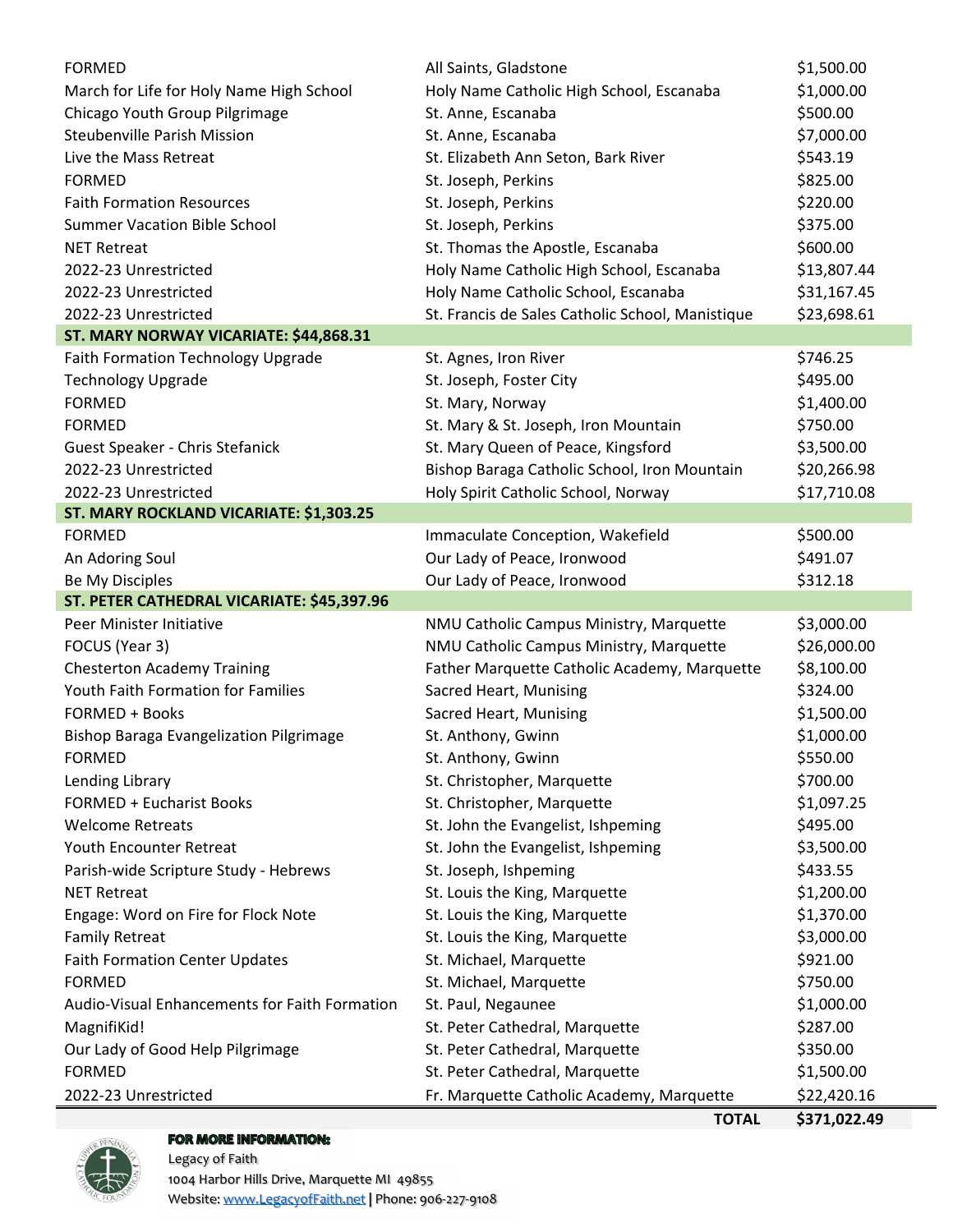| | | |
|---|---|---|
| FORMED | All Saints, Gladstone | $1,500.00 |
| March for Life for Holy Name High School | Holy Name Catholic High School, Escanaba | $1,000.00 |
| Chicago Youth Group Pilgrimage | St. Anne, Escanaba | $500.00 |
| Steubenville Parish Mission | St. Anne, Escanaba | $7,000.00 |
| Live the Mass Retreat | St. Elizabeth Ann Seton, Bark River | $543.19 |
| FORMED | St. Joseph, Perkins | $825.00 |
| Faith Formation Resources | St. Joseph, Perkins | $220.00 |
| Summer Vacation Bible School | St. Joseph, Perkins | $375.00 |
| NET Retreat | St. Thomas the Apostle, Escanaba | $600.00 |
| 2022-23 Unrestricted | Holy Name Catholic High School, Escanaba | $13,807.44 |
| 2022-23 Unrestricted | Holy Name Catholic School, Escanaba | $31,167.45 |
| 2022-23 Unrestricted | St. Francis de Sales Catholic School, Manistique | $23,698.61 |
| **ST. MARY NORWAY VICARIATE: $44,868.31** | | |
| Faith Formation Technology Upgrade | St. Agnes, Iron River | $746.25 |
| Technology Upgrade | St. Joseph, Foster City | $495.00 |
| FORMED | St. Mary, Norway | $1,400.00 |
| FORMED | St. Mary & St. Joseph, Iron Mountain | $750.00 |
| Guest Speaker - Chris Stefanick | St. Mary Queen of Peace, Kingsford | $3,500.00 |
| 2022-23 Unrestricted | Bishop Baraga Catholic School, Iron Mountain | $20,266.98 |
| 2022-23 Unrestricted | Holy Spirit Catholic School, Norway | $17,710.08 |
| **ST. MARY ROCKLAND VICARIATE: $1,303.25** | | |
| FORMED | Immaculate Conception, Wakefield | $500.00 |
| An Adoring Soul | Our Lady of Peace, Ironwood | $491.07 |
| Be My Disciples | Our Lady of Peace, Ironwood | $312.18 |
| **ST. PETER CATHEDRAL VICARIATE: $45,397.96** | | |
| Peer Minister Initiative | NMU Catholic Campus Ministry, Marquette | $3,000.00 |
| FOCUS (Year 3) | NMU Catholic Campus Ministry, Marquette | $26,000.00 |
| Chesterton Academy Training | Father Marquette Catholic Academy, Marquette | $8,100.00 |
| Youth Faith Formation for Families | Sacred Heart, Munising | $324.00 |
| FORMED + Books | Sacred Heart, Munising | $1,500.00 |
| Bishop Baraga Evangelization Pilgrimage | St. Anthony, Gwinn | $1,000.00 |
| FORMED | St. Anthony, Gwinn | $550.00 |
| Lending Library | St. Christopher, Marquette | $700.00 |
| FORMED + Eucharist Books | St. Christopher, Marquette | $1,097.25 |
| Welcome Retreats | St. John the Evangelist, Ishpeming | $495.00 |
| Youth Encounter Retreat | St. John the Evangelist, Ishpeming | $3,500.00 |
| Parish-wide Scripture Study - Hebrews | St. Joseph, Ishpeming | $433.55 |
| NET Retreat | St. Louis the King, Marquette | $1,200.00 |
| Engage: Word on Fire for Flock Note | St. Louis the King, Marquette | $1,370.00 |
| Family Retreat | St. Louis the King, Marquette | $3,000.00 |
| Faith Formation Center Updates | St. Michael, Marquette | $921.00 |
| FORMED | St. Michael, Marquette | $750.00 |
| Audio-Visual Enhancements for Faith Formation | St. Paul, Negaunee | $1,000.00 |
| MagnifiKid! | St. Peter Cathedral, Marquette | $287.00 |
| Our Lady of Good Help Pilgrimage | St. Peter Cathedral, Marquette | $350.00 |
| FORMED | St. Peter Cathedral, Marquette | $1,500.00 |
| 2022-23 Unrestricted | Fr. Marquette Catholic Academy, Marquette | $22,420.16 |
| | **TOTAL** | **$371,022.49** |

**FOR MORE INFORMATION:**

Legacy of Faith
1004 Harbor Hills Drive, Marquette MI 49855
Website: www.LegacyofFaith.net | Phone: 906-227-9108